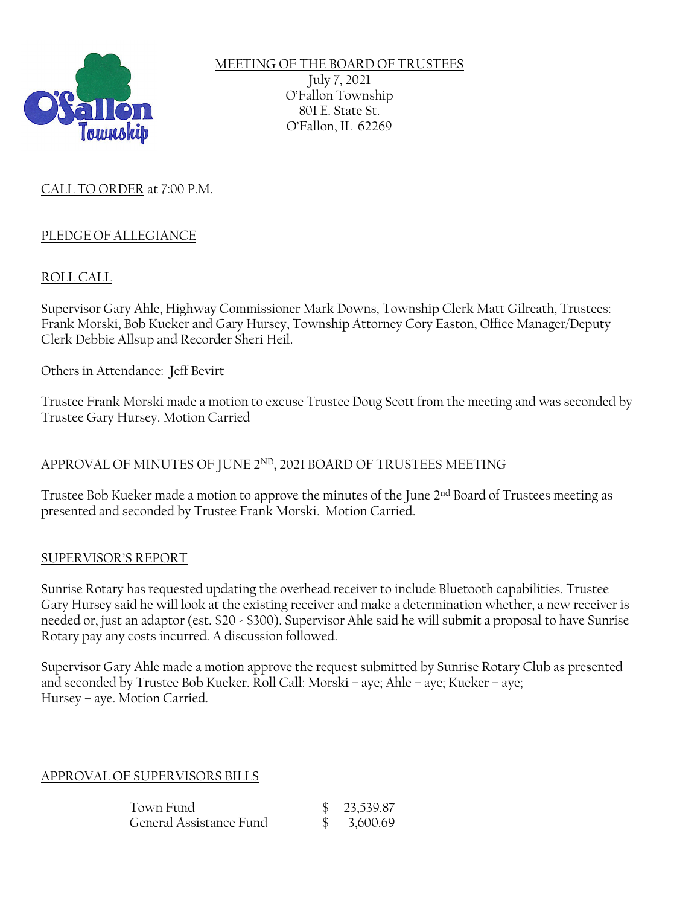MEETING OF THE BOARD OF TRUSTEES
July 7, 2021
O'Fallon Township
801 E. State St.
O'Fallon, IL 62269

CALL TO ORDER at 7:00 P.M.

PLEDGE OF ALLEGIANCE

ROLL CALL

Supervisor Gary Ahle, Highway Commissioner Mark Downs, Township Clerk Matt Gilreath, Trustees: Frank Morski, Bob Kueker and Gary Hursey, Township Attorney Cory Easton, Office Manager/Deputy Clerk Debbie Allsup and Recorder Sheri Heil.

Others in Attendance: Jeff Bevirt

Trustee Frank Morski made a motion to excuse Trustee Doug Scott from the meeting and was seconded by Trustee Gary Hursey. Motion Carried

APPROVAL OF MINUTES OF JUNE 2ND, 2021 BOARD OF TRUSTEES MEETING

Trustee Bob Kueker made a motion to approve the minutes of the June 2nd Board of Trustees meeting as presented and seconded by Trustee Frank Morski. Motion Carried.

SUPERVISOR'S REPORT

Sunrise Rotary has requested updating the overhead receiver to include Bluetooth capabilities. Trustee Gary Hursey said he will look at the existing receiver and make a determination whether, a new receiver is needed or, just an adaptor (est. $20 - $300). Supervisor Ahle said he will submit a proposal to have Sunrise Rotary pay any costs incurred. A discussion followed.

Supervisor Gary Ahle made a motion approve the request submitted by Sunrise Rotary Club as presented and seconded by Trustee Bob Kueker. Roll Call: Morski – aye; Ahle – aye; Kueker – aye; Hursey – aye. Motion Carried.

APPROVAL OF SUPERVISORS BILLS

| | |
|---|---|
| Town Fund | $ 23,539.87 |
| General Assistance Fund | $ 3,600.69 |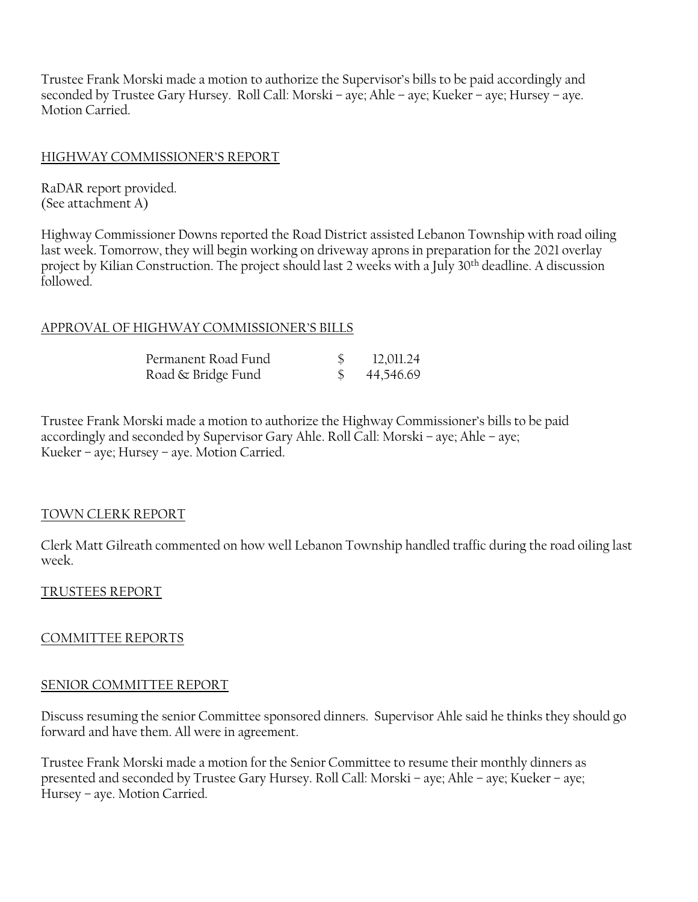Trustee Frank Morski made a motion to authorize the Supervisor's bills to be paid accordingly and seconded by Trustee Gary Hursey. Roll Call: Morski – aye; Ahle – aye; Kueker – aye; Hursey – aye. Motion Carried.

## HIGHWAY COMMISSIONER'S REPORT

RaDAR report provided.
(See attachment A)

Highway Commissioner Downs reported the Road District assisted Lebanon Township with road oiling last week. Tomorrow, they will begin working on driveway aprons in preparation for the 2021 overlay project by Kilian Construction. The project should last 2 weeks with a July 30th deadline. A discussion followed.

## APPROVAL OF HIGHWAY COMMISSIONER'S BILLS

| | |
|---|---|
| Permanent Road Fund | $ 12,011.24 |
| Road & Bridge Fund | $ 44,546.69 |

Trustee Frank Morski made a motion to authorize the Highway Commissioner's bills to be paid accordingly and seconded by Supervisor Gary Ahle. Roll Call: Morski – aye; Ahle – aye; Kueker – aye; Hursey – aye. Motion Carried.

## TOWN CLERK REPORT

Clerk Matt Gilreath commented on how well Lebanon Township handled traffic during the road oiling last week.

## TRUSTEES REPORT

## COMMITTEE REPORTS

## SENIOR COMMITTEE REPORT

Discuss resuming the senior Committee sponsored dinners. Supervisor Ahle said he thinks they should go forward and have them. All were in agreement.

Trustee Frank Morski made a motion for the Senior Committee to resume their monthly dinners as presented and seconded by Trustee Gary Hursey. Roll Call: Morski – aye; Ahle – aye; Kueker – aye; Hursey – aye. Motion Carried.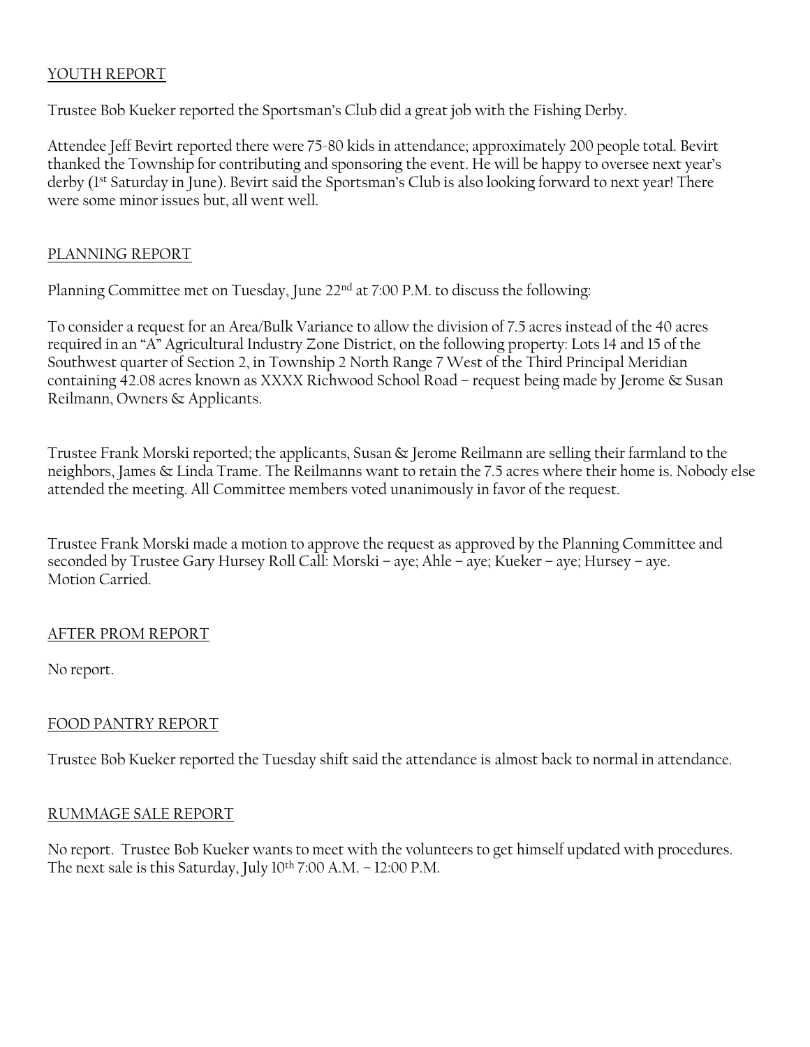## YOUTH REPORT

Trustee Bob Kueker reported the Sportsman's Club did a great job with the Fishing Derby.

Attendee Jeff Bevirt reported there were 75-80 kids in attendance; approximately 200 people total. Bevirt thanked the Township for contributing and sponsoring the event. He will be happy to oversee next year's derby (1st Saturday in June). Bevirt said the Sportsman's Club is also looking forward to next year! There were some minor issues but, all went well.

## PLANNING REPORT

Planning Committee met on Tuesday, June 22nd at 7:00 P.M. to discuss the following:

To consider a request for an Area/Bulk Variance to allow the division of 7.5 acres instead of the 40 acres required in an "A" Agricultural Industry Zone District, on the following property: Lots 14 and 15 of the Southwest quarter of Section 2, in Township 2 North Range 7 West of the Third Principal Meridian containing 42.08 acres known as XXXX Richwood School Road – request being made by Jerome & Susan Reilmann, Owners & Applicants.

Trustee Frank Morski reported; the applicants, Susan & Jerome Reilmann are selling their farmland to the neighbors, James & Linda Trame. The Reilmanns want to retain the 7.5 acres where their home is. Nobody else attended the meeting. All Committee members voted unanimously in favor of the request.

Trustee Frank Morski made a motion to approve the request as approved by the Planning Committee and seconded by Trustee Gary Hursey Roll Call: Morski – aye; Ahle – aye; Kueker – aye; Hursey – aye. Motion Carried.

## AFTER PROM REPORT

No report.

## FOOD PANTRY REPORT

Trustee Bob Kueker reported the Tuesday shift said the attendance is almost back to normal in attendance.

## RUMMAGE SALE REPORT

No report. Trustee Bob Kueker wants to meet with the volunteers to get himself updated with procedures. The next sale is this Saturday, July 10th 7:00 A.M. – 12:00 P.M.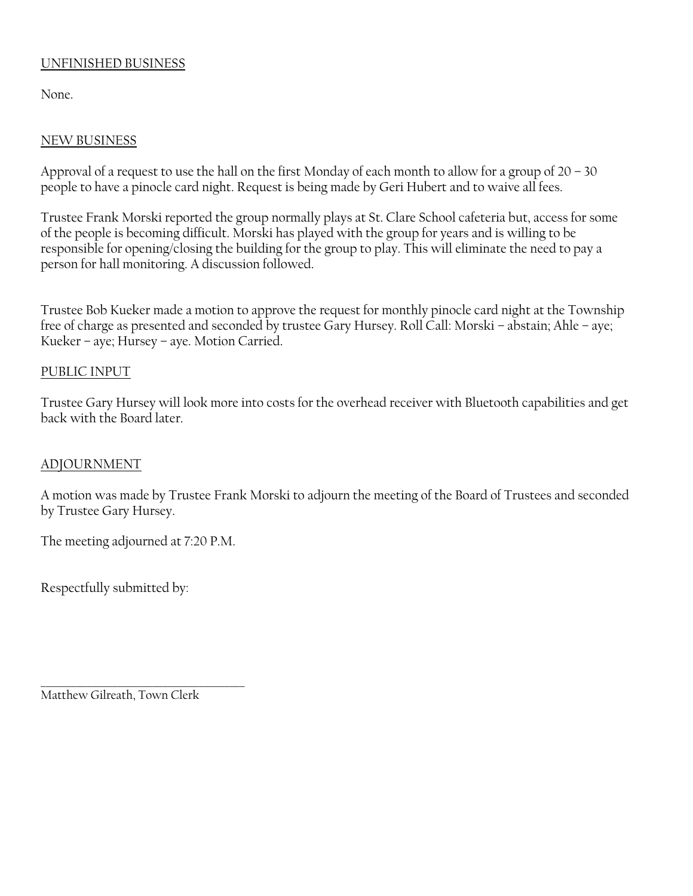## UNFINISHED BUSINESS

None.

## NEW BUSINESS

Approval of a request to use the hall on the first Monday of each month to allow for a group of 20 – 30 people to have a pinocle card night. Request is being made by Geri Hubert and to waive all fees.

Trustee Frank Morski reported the group normally plays at St. Clare School cafeteria but, access for some of the people is becoming difficult. Morski has played with the group for years and is willing to be responsible for opening/closing the building for the group to play. This will eliminate the need to pay a person for hall monitoring. A discussion followed.

Trustee Bob Kueker made a motion to approve the request for monthly pinocle card night at the Township free of charge as presented and seconded by trustee Gary Hursey. Roll Call: Morski – abstain; Ahle – aye; Kueker – aye; Hursey – aye. Motion Carried.

## PUBLIC INPUT

Trustee Gary Hursey will look more into costs for the overhead receiver with Bluetooth capabilities and get back with the Board later.

## ADJOURNMENT

A motion was made by Trustee Frank Morski to adjourn the meeting of the Board of Trustees and seconded by Trustee Gary Hursey.

The meeting adjourned at 7:20 P.M.

Respectfully submitted by:

_________________________________

Matthew Gilreath, Town Clerk